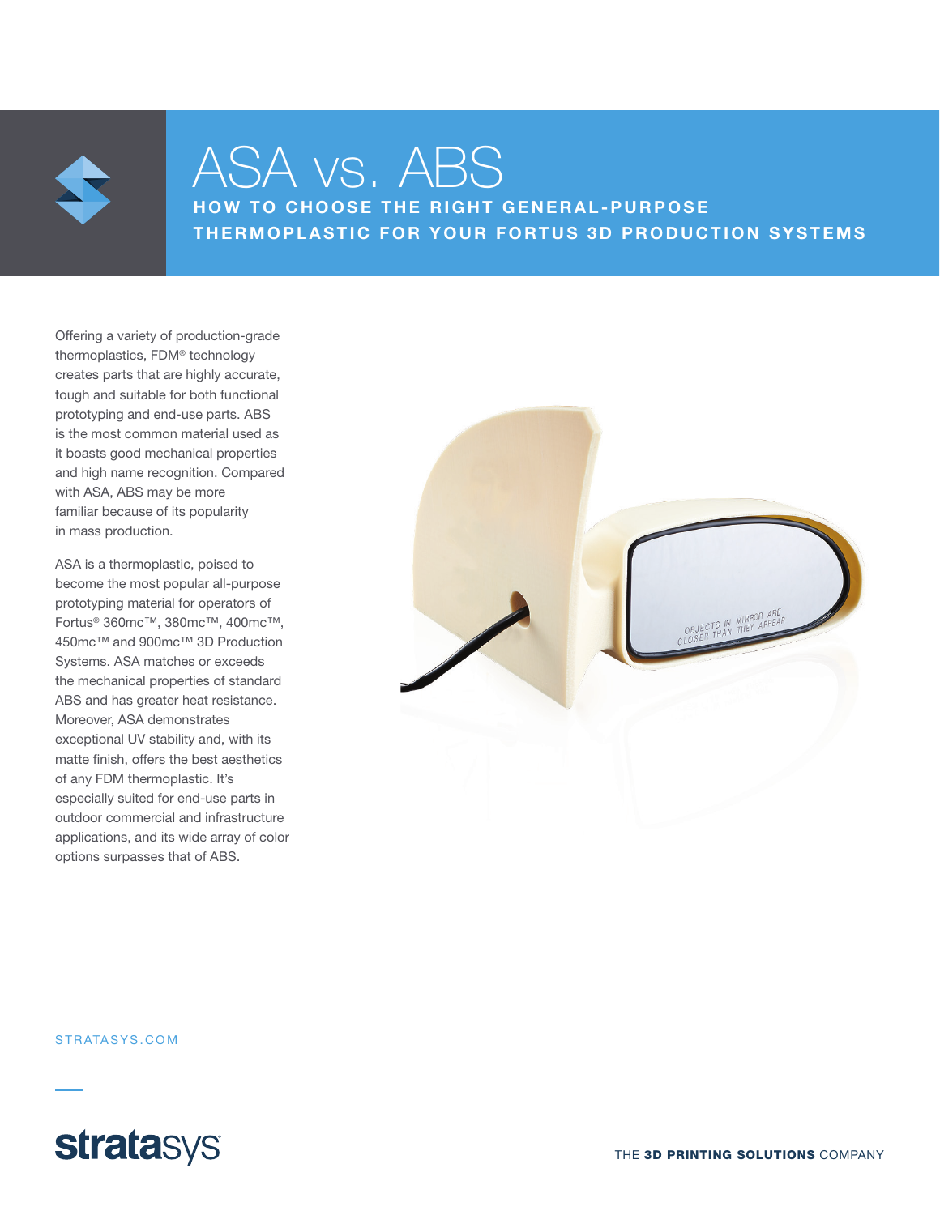# ASA vs. ABS

## HOW TO CHOOSE THE RIGHT GENERAL-PURPOSE THERMOPLASTIC FOR YOUR FORTUS 3D PRODUCTION SYSTEMS

Offering a variety of production-grade thermoplastics, FDM® technology creates parts that are highly accurate, tough and suitable for both functional prototyping and end-use parts. ABS is the most common material used as it boasts good mechanical properties and high name recognition. Compared with ASA, ABS may be more familiar because of its popularity in mass production.

ASA is a thermoplastic, poised to become the most popular all-purpose prototyping material for operators of Fortus® 360mc™, 380mc™, 400mc™, 450mc™ and 900mc™ 3D Production Systems. ASA matches or exceeds the mechanical properties of standard ABS and has greater heat resistance. Moreover, ASA demonstrates exceptional UV stability and, with its matte finish, offers the best aesthetics of any FDM thermoplastic. It's especially suited for end-use parts in outdoor commercial and infrastructure applications, and its wide array of color options surpasses that of ABS.

STRATASYS.COM

stratasys

THE **3D PRINTING SOLUTIONS** COMPANY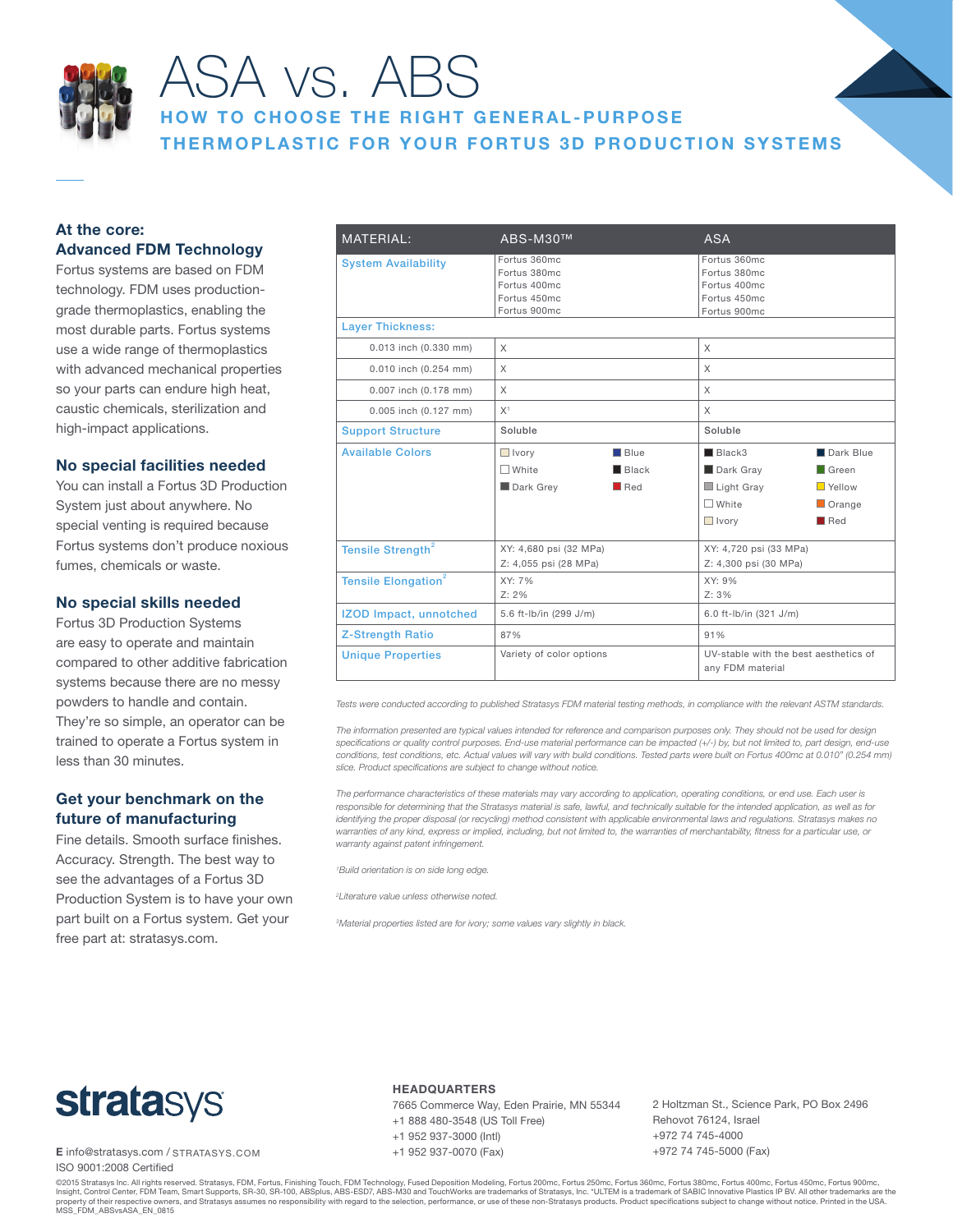# ASA vs. ABS

## HOW TO CHOOSE THE RIGHT GENERAL-PURPOSE THERMOPLASTIC FOR YOUR FORTUS 3D PRODUCTION SYSTEMS

### At the core: Advanced FDM Technology

Fortus systems are based on FDM technology. FDM uses production-grade thermoplastics, enabling the most durable parts. Fortus systems use a wide range of thermoplastics with advanced mechanical properties so your parts can endure high heat, caustic chemicals, sterilization and high-impact applications.

### No special facilities needed

You can install a Fortus 3D Production System just about anywhere. No special venting is required because Fortus systems don't produce noxious fumes, chemicals or waste.

### No special skills needed

Fortus 3D Production Systems are easy to operate and maintain compared to other additive fabrication systems because there are no messy powders to handle and contain. They're so simple, an operator can be trained to operate a Fortus system in less than 30 minutes.

### Get your benchmark on the future of manufacturing

Fine details. Smooth surface finishes. Accuracy. Strength. The best way to see the advantages of a Fortus 3D Production System is to have your own part built on a Fortus system. Get your free part at: stratasys.com.

| MATERIAL: | ABS-M30™ | ASA |
|---|---|---|
| System Availability | Fortus 360mc<br>Fortus 380mc<br>Fortus 400mc<br>Fortus 450mc<br>Fortus 900mc | Fortus 360mc<br>Fortus 380mc<br>Fortus 400mc<br>Fortus 450mc<br>Fortus 900mc |
| Layer Thickness: | | |
| 0.013 inch (0.330 mm) | X | X |
| 0.010 inch (0.254 mm) | X | X |
| 0.007 inch (0.178 mm) | X | X |
| 0.005 inch (0.127 mm) | X[1] | X |
| Support Structure | Soluble | Soluble |
| Available Colors | Ivory, White, Dark Grey, Blue, Black, Red | Black3, Dark Gray, Light Gray, White, Ivory, Dark Blue, Green, Yellow, Orange, Red |
| Tensile Strength[2] | XY: 4,680 psi (32 MPa)<br>Z: 4,055 psi (28 MPa) | XY: 4,720 psi (33 MPa)<br>Z: 4,300 psi (30 MPa) |
| Tensile Elongation[2] | XY: 7%<br>Z: 2% | XY: 9%<br>Z: 3% |
| IZOD Impact, unnotched | 5.6 ft-lb/in (299 J/m) | 6.0 ft-lb/in (321 J/m) |
| Z-Strength Ratio | 87% | 91% |
| Unique Properties | Variety of color options | UV-stable with the best aesthetics of any FDM material |

*Tests were conducted according to published Stratasys FDM material testing methods, in compliance with the relevant ASTM standards.*

*The information presented are typical values intended for reference and comparison purposes only. They should not be used for design specifications or quality control purposes. End-use material performance can be impacted (+/-) by, but not limited to, part design, end-use conditions, test conditions, etc. Actual values will vary with build conditions. Tested parts were built on Fortus 400mc at 0.010" (0.254 mm) slice. Product specifications are subject to change without notice.*

*The performance characteristics of these materials may vary according to application, operating conditions, or end use. Each user is responsible for determining that the Stratasys material is safe, lawful, and technically suitable for the intended application, as well as for identifying the proper disposal (or recycling) method consistent with applicable environmental laws and regulations. Stratasys makes no warranties of any kind, express or implied, including, but not limited to, the warranties of merchantability, fitness for a particular use, or warranty against patent infringement.*

*[1]Build orientation is on side long edge.*

*[2]Literature value unless otherwise noted.*

*[3]Material properties listed are for ivory; some values vary slightly in black.*

stratasys

**E** info@stratasys.com / STRATASYS.COM
ISO 9001:2008 Certified

**HEADQUARTERS**

7665 Commerce Way, Eden Prairie, MN 55344
+1 888 480-3548 (US Toll Free)
+1 952 937-3000 (Intl)
+1 952 937-0070 (Fax)

2 Holtzman St., Science Park, PO Box 2496
Rehovot 76124, Israel
+972 74 745-4000
+972 74 745-5000 (Fax)

©2015 Stratasys Inc. All rights reserved. Stratasys, FDM, Fortus, Finishing Touch, FDM Technology, Fused Deposition Modeling, Fortus 200mc, Fortus 250mc, Fortus 360mc, Fortus 380mc, Fortus 400mc, Fortus 450mc, Fortus 900mc, Insight, Control Center, FDM Team, Smart Supports, SR-30, SR-100, ABSplus, ABS-ESD7, ABS-M30 and TouchWorks are trademarks of Stratasys, Inc. *ULTEM is a trademark of SABIC Innovative Plastics IP BV. All other trademarks are the property of their respective owners, and Stratasys assumes no responsibility with regard to the selection, performance, or use of these non-Stratasys products. Product specifications subject to change without notice. Printed in the USA. MSS_FDM_ABSvsASA_EN_0815